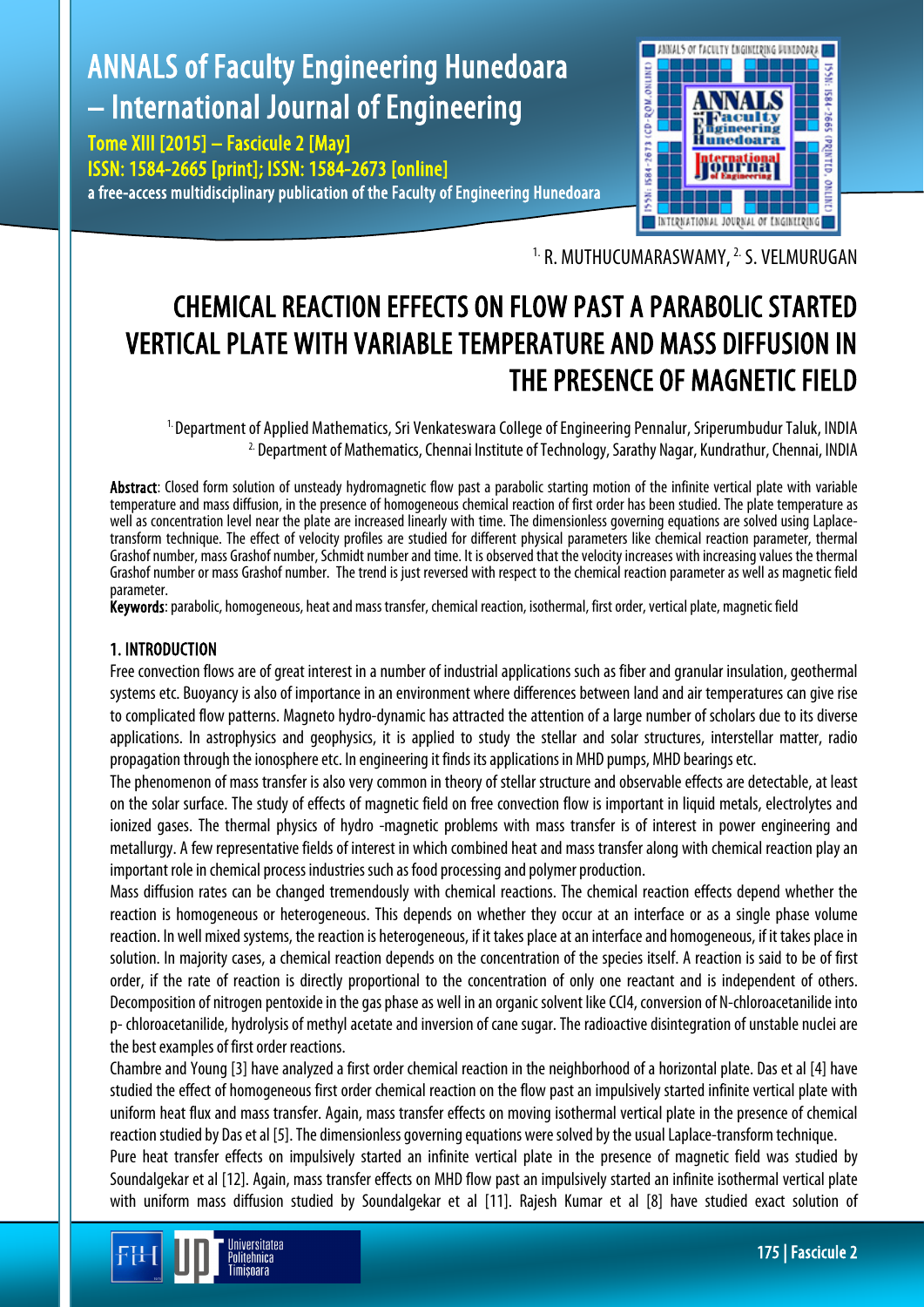[1.] R. MUTHUCUMARASWAMY, [2.] S. VELMURUGAN

# CHEMICAL REACTION EFFECTS ON FLOW PAST A PARABOLIC STARTED VERTICAL PLATE WITH VARIABLE TEMPERATURE AND MASS DIFFUSION IN THE PRESENCE OF MAGNETIC FIELD

[1.] Department of Applied Mathematics, Sri Venkateswara College of Engineering Pennalur, Sriperumbudur Taluk, INDIA
[2.] Department of Mathematics, Chennai Institute of Technology, Sarathy Nagar, Kundrathur, Chennai, INDIA

**Abstract**: Closed form solution of unsteady hydromagnetic flow past a parabolic starting motion of the infinite vertical plate with variable temperature and mass diffusion, in the presence of homogeneous chemical reaction of first order has been studied. The plate temperature as well as concentration level near the plate are increased linearly with time. The dimensionless governing equations are solved using Laplace-transform technique. The effect of velocity profiles are studied for different physical parameters like chemical reaction parameter, thermal Grashof number, mass Grashof number, Schmidt number and time. It is observed that the velocity increases with increasing values the thermal Grashof number or mass Grashof number. The trend is just reversed with respect to the chemical reaction parameter as well as magnetic field parameter.

**Keywords**: parabolic, homogeneous, heat and mass transfer, chemical reaction, isothermal, first order, vertical plate, magnetic field

## 1. INTRODUCTION

Free convection flows are of great interest in a number of industrial applications such as fiber and granular insulation, geothermal systems etc. Buoyancy is also of importance in an environment where differences between land and air temperatures can give rise to complicated flow patterns. Magneto hydro-dynamic has attracted the attention of a large number of scholars due to its diverse applications. In astrophysics and geophysics, it is applied to study the stellar and solar structures, interstellar matter, radio propagation through the ionosphere etc. In engineering it finds its applications in MHD pumps, MHD bearings etc.

The phenomenon of mass transfer is also very common in theory of stellar structure and observable effects are detectable, at least on the solar surface. The study of effects of magnetic field on free convection flow is important in liquid metals, electrolytes and ionized gases. The thermal physics of hydro -magnetic problems with mass transfer is of interest in power engineering and metallurgy. A few representative fields of interest in which combined heat and mass transfer along with chemical reaction play an important role in chemical process industries such as food processing and polymer production.

Mass diffusion rates can be changed tremendously with chemical reactions. The chemical reaction effects depend whether the reaction is homogeneous or heterogeneous. This depends on whether they occur at an interface or as a single phase volume reaction. In well mixed systems, the reaction is heterogeneous, if it takes place at an interface and homogeneous, if it takes place in solution. In majority cases, a chemical reaction depends on the concentration of the species itself. A reaction is said to be of first order, if the rate of reaction is directly proportional to the concentration of only one reactant and is independent of others. Decomposition of nitrogen pentoxide in the gas phase as well in an organic solvent like $CCl_4$, conversion of N-chloroacetanilide into p- chloroacetanilide, hydrolysis of methyl acetate and inversion of cane sugar. The radioactive disintegration of unstable nuclei are the best examples of first order reactions.

Chambre and Young [3] have analyzed a first order chemical reaction in the neighborhood of a horizontal plate. Das et al [4] have studied the effect of homogeneous first order chemical reaction on the flow past an impulsively started infinite vertical plate with uniform heat flux and mass transfer. Again, mass transfer effects on moving isothermal vertical plate in the presence of chemical reaction studied by Das et al [5]. The dimensionless governing equations were solved by the usual Laplace-transform technique.

Pure heat transfer effects on impulsively started an infinite vertical plate in the presence of magnetic field was studied by Soundalgekar et al [12]. Again, mass transfer effects on MHD flow past an impulsively started an infinite isothermal vertical plate with uniform mass diffusion studied by Soundalgekar et al [11]. Rajesh Kumar et al [8] have studied exact solution of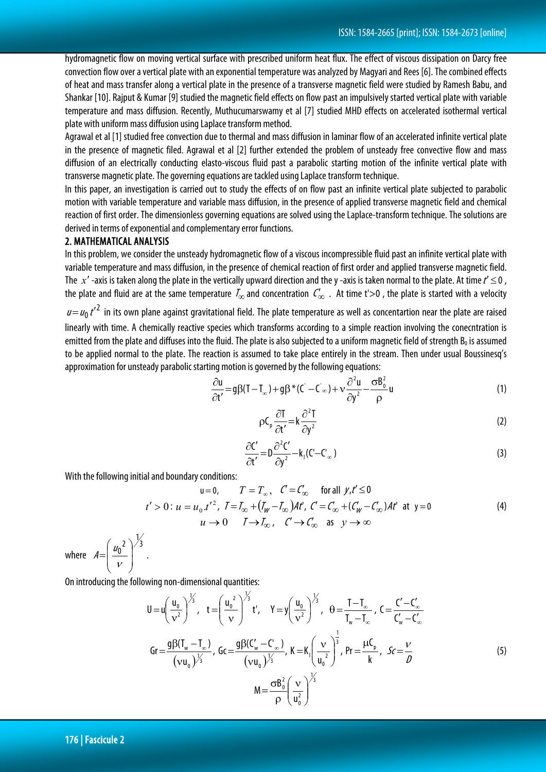hydromagnetic flow on moving vertical surface with prescribed uniform heat flux. The effect of viscous dissipation on Darcy free convection flow over a vertical plate with an exponential temperature was analyzed by Magyari and Rees [6]. The combined effects of heat and mass transfer along a vertical plate in the presence of a transverse magnetic field were studied by Ramesh Babu, and Shankar [10]. Rajput & Kumar [9] studied the magnetic field effects on flow past an impulsively started vertical plate with variable temperature and mass diffusion. Recently, Muthucumarswamy et al [7] studied MHD effects on accelerated isothermal vertical plate with uniform mass diffusion using Laplace transform method.

Agrawal et al [1] studied free convection due to thermal and mass diffusion in laminar flow of an accelerated infinite vertical plate in the presence of magnetic filed. Agrawal et al [2] further extended the problem of unsteady free convective flow and mass diffusion of an electrically conducting elasto-viscous fluid past a parabolic starting motion of the infinite vertical plate with transverse magnetic plate. The governing equations are tackled using Laplace transform technique.

In this paper, an investigation is carried out to study the effects of on flow past an infinite vertical plate subjected to parabolic motion with variable temperature and variable mass diffusion, in the presence of applied transverse magnetic field and chemical reaction of first order. The dimensionless governing equations are solved using the Laplace-transform technique. The solutions are derived in terms of exponential and complementary error functions.

## 2. MATHEMATICAL ANALYSIS

In this problem, we consider the unsteady hydromagnetic flow of a viscous incompressible fluid past an infinite vertical plate with variable temperature and mass diffusion, in the presence of chemical reaction of first order and applied transverse magnetic field. The $x'$ -axis is taken along the plate in the vertically upward direction and the y -axis is taken normal to the plate. At time $t' \leq 0$, the plate and fluid are at the same temperature $T_\infty$ and concentration $C'_\infty$. At time t'>0 , the plate is started with a velocity $u = u_0 t'^2$ in its own plane against gravitational field. The plate temperature as well as concentartion near the plate are raised linearly with time. A chemically reactive species which transforms according to a simple reaction involving the conecntration is emitted from the plate and diffuses into the fluid. The plate is also subjected to a uniform magnetic field of strength $B_0$ is assumed to be applied normal to the plate. The reaction is assumed to take place entirely in the stream. Then under usual Boussinesq's approximation for unsteady parabolic starting motion is governed by the following equations:

$$\frac{\partial u}{\partial t'} = g\beta(T - T_\infty) + g\beta^*(C' - C'_\infty) + \nu\frac{\partial^2 u}{\partial y^2} - \frac{\sigma B_0^2}{\rho}u \tag{1}$$

$$\rho C_p \frac{\partial T}{\partial t'} = k\frac{\partial^2 T}{\partial y^2} \tag{2}$$

$$\frac{\partial C'}{\partial t'} = D\frac{\partial^2 C'}{\partial y^2} - k_1(C' - C'_\infty) \tag{3}$$

With the following initial and boundary conditions:

$$\begin{aligned} & u = 0, \quad T = T_\infty, \quad C' = C'_\infty \quad \text{for all } y, t' \leq 0 \\ & t' > 0: u = u_0 . t'^2, \; T = T_\infty + (T_W - T_\infty)At', \; C' = C'_\infty + (C'_W - C'_\infty)At' \;\; \text{at} \;\; y = 0 \\ & u \to 0 \quad T \to T_\infty, \quad C' \to C'_\infty \quad \text{as} \quad y \to \infty \end{aligned} \tag{4}$$

where $A = \left(\frac{u_0^{\,2}}{\nu}\right)^{1/3}$.

On introducing the following non-dimensional quantities:

$$\begin{aligned} & U = u\left(\frac{u_0}{\nu^2}\right)^{1/3}, \quad t = \left(\frac{u_0^{\,2}}{\nu}\right)^{1/3} t', \quad Y = y\left(\frac{u_0}{\nu^2}\right)^{1/3}, \quad \theta = \frac{T - T_\infty}{T_w - T_\infty}, \; C = \frac{C' - C'_\infty}{C'_w - C'_\infty} \\ & Gr = \frac{g\beta(T_w - T_\infty)}{(\nu u_0)^{1/3}}, \; Gc = \frac{g\beta(C'_w - C'_\infty)}{(\nu u_0)^{1/3}}, \; K = K_1\left(\frac{\nu}{u_0^{\,2}}\right)^{\frac{1}{3}}, \; Pr = \frac{\mu C_p}{k}, \; Sc = \frac{\nu}{D} \\ & M = \frac{\sigma B_0^2}{\rho}\left(\frac{\nu}{u_0^2}\right)^{1/3} \end{aligned} \tag{5}$$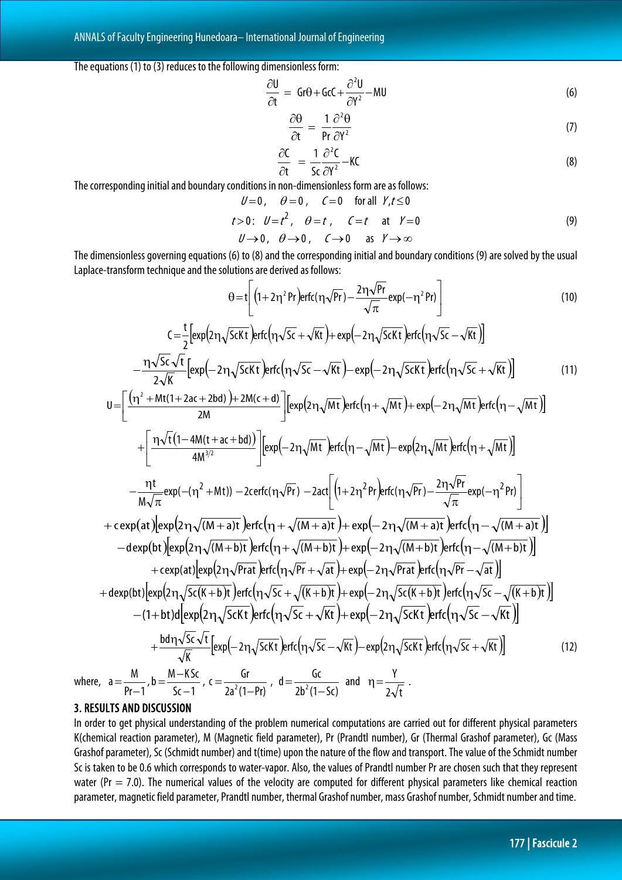The equations (1) to (3) reduces to the following dimensionless form:

$$\frac{\partial U}{\partial t} = Gr\theta + GcC + \frac{\partial^2 U}{\partial Y^2} - MU \tag{6}$$

$$\frac{\partial \theta}{\partial t} = \frac{1}{Pr}\frac{\partial^2 \theta}{\partial Y^2} \tag{7}$$

$$\frac{\partial C}{\partial t} = \frac{1}{Sc}\frac{\partial^2 C}{\partial Y^2} - KC \tag{8}$$

The corresponding initial and boundary conditions in non-dimensionless form are as follows:

$$\begin{array}{ll} U=0, \quad \theta=0, \quad C=0 & \text{for all } Y, t \le 0 \\ t>0: \ U=t^2, \quad \theta=t, \quad C=t & \text{at } Y=0 \\ U\to 0, \quad \theta \to 0, \quad C\to 0 & \text{as } Y\to\infty \end{array} \tag{9}$$

The dimensionless governing equations (6) to (8) and the corresponding initial and boundary conditions (9) are solved by the usual Laplace-transform technique and the solutions are derived as follows:

$$\theta = t\left[\left(1+2\eta^2 Pr\right)\operatorname{erfc}(\eta\sqrt{Pr}) - \frac{2\eta\sqrt{Pr}}{\sqrt{\pi}}\exp(-\eta^2 Pr)\right] \tag{10}$$

$$\begin{aligned} C = {} & \frac{t}{2}\left[\exp\left(2\eta\sqrt{ScKt}\right)\operatorname{erfc}\left(\eta\sqrt{Sc}+\sqrt{Kt}\right) + \exp\left(-2\eta\sqrt{ScKt}\right)\operatorname{erfc}\left(\eta\sqrt{Sc}-\sqrt{Kt}\right)\right] \\ & - \frac{\eta\sqrt{Sc}\sqrt{t}}{2\sqrt{K}}\left[\exp\left(-2\eta\sqrt{ScKt}\right)\operatorname{erfc}\left(\eta\sqrt{Sc}-\sqrt{Kt}\right) - \exp\left(-2\eta\sqrt{ScKt}\right)\operatorname{erfc}\left(\eta\sqrt{Sc}+\sqrt{Kt}\right)\right] \end{aligned} \tag{11}$$

$$\begin{aligned} U = {} & \left[\frac{\left(\eta^2 + Mt(1+2ac+2bd)\right) + 2M(c+d)}{2M}\right]\left[\exp\left(2\eta\sqrt{Mt}\right)\operatorname{erfc}\left(\eta+\sqrt{Mt}\right) + \exp\left(-2\eta\sqrt{Mt}\right)\operatorname{erfc}\left(\eta-\sqrt{Mt}\right)\right] \\ & + \left[\frac{\eta\sqrt{t}\left(1-4M(t+ac+bd)\right)}{4M^{3/2}}\right]\left[\exp\left(-2\eta\sqrt{Mt}\right)\operatorname{erfc}\left(\eta-\sqrt{Mt}\right) - \exp\left(2\eta\sqrt{Mt}\right)\operatorname{erfc}\left(\eta+\sqrt{Mt}\right)\right] \\ & - \frac{\eta t}{M\sqrt{\pi}}\exp(-(\eta^2+Mt)) - 2c\operatorname{erfc}(\eta\sqrt{Pr}) - 2act\left[\left(1+2\eta^2 Pr\right)\operatorname{erfc}(\eta\sqrt{Pr}) - \frac{2\eta\sqrt{Pr}}{\sqrt{\pi}}\exp(-\eta^2 Pr)\right] \\ & + c\exp(at)\left[\exp\left(2\eta\sqrt{(M+a)t}\right)\operatorname{erfc}\left(\eta+\sqrt{(M+a)t}\right) + \exp\left(-2\eta\sqrt{(M+a)t}\right)\operatorname{erfc}\left(\eta-\sqrt{(M+a)t}\right)\right] \\ & - d\exp(bt)\left[\exp\left(2\eta\sqrt{(M+b)t}\right)\operatorname{erfc}\left(\eta+\sqrt{(M+b)t}\right) + \exp\left(-2\eta\sqrt{(M+b)t}\right)\operatorname{erfc}\left(\eta-\sqrt{(M+b)t}\right)\right] \\ & + c\exp(at)\left[\exp\left(2\eta\sqrt{Prat}\right)\operatorname{erfc}\left(\eta\sqrt{Pr}+\sqrt{at}\right) + \exp\left(-2\eta\sqrt{Prat}\right)\operatorname{erfc}\left(\eta\sqrt{Pr}-\sqrt{at}\right)\right] \\ & + d\exp(bt)\left[\exp\left(2\eta\sqrt{Sc(K+b)t}\right)\operatorname{erfc}\left(\eta\sqrt{Sc}+\sqrt{(K+b)t}\right) + \exp\left(-2\eta\sqrt{Sc(K+b)t}\right)\operatorname{erfc}\left(\eta\sqrt{Sc}-\sqrt{(K+b)t}\right)\right] \\ & - (1+bt)d\left[\exp\left(2\eta\sqrt{ScKt}\right)\operatorname{erfc}\left(\eta\sqrt{Sc}+\sqrt{Kt}\right) + \exp\left(-2\eta\sqrt{ScKt}\right)\operatorname{erfc}\left(\eta\sqrt{Sc}-\sqrt{Kt}\right)\right] \\ & + \frac{bd\eta\sqrt{Sc}\sqrt{t}}{\sqrt{K}}\left[\exp\left(-2\eta\sqrt{ScKt}\right)\operatorname{erfc}\left(\eta\sqrt{Sc}-\sqrt{Kt}\right) - \exp\left(2\eta\sqrt{ScKt}\right)\operatorname{erfc}\left(\eta\sqrt{Sc}+\sqrt{Kt}\right)\right] \end{aligned} \tag{12}$$

where, $a=\frac{M}{Pr-1}$, $b=\frac{M-KSc}{Sc-1}$, $c=\frac{Gr}{2a^2(1-Pr)}$, $d=\frac{Gc}{2b^2(1-Sc)}$ and $\eta=\frac{Y}{2\sqrt{t}}$.

## 3. RESULTS AND DISCUSSION

In order to get physical understanding of the problem numerical computations are carried out for different physical parameters K(chemical reaction parameter), M (Magnetic field parameter), Pr (Prandtl number), Gr (Thermal Grashof parameter), Gc (Mass Grashof parameter), Sc (Schmidt number) and t(time) upon the nature of the flow and transport. The value of the Schmidt number Sc is taken to be 0.6 which corresponds to water-vapor. Also, the values of Prandtl number Pr are chosen such that they represent water (Pr = 7.0). The numerical values of the velocity are computed for different physical parameters like chemical reaction parameter, magnetic field parameter, Prandtl number, thermal Grashof number, mass Grashof number, Schmidt number and time.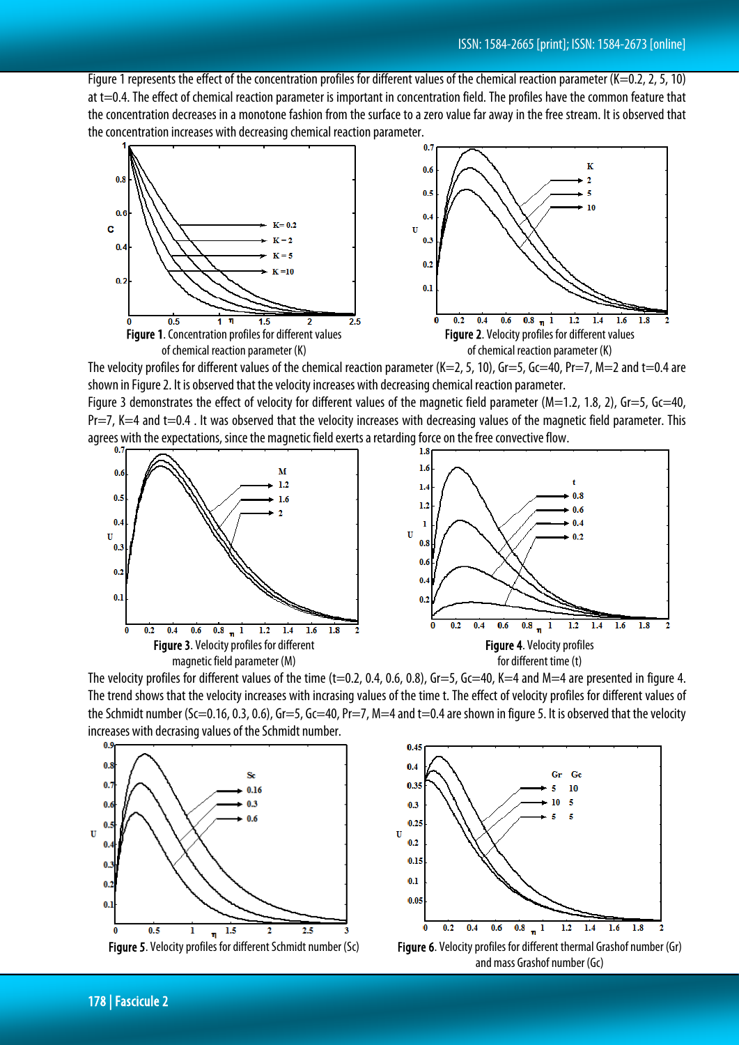Figure 1 represents the effect of the concentration profiles for different values of the chemical reaction parameter (K=0.2, 2, 5, 10) at t=0.4. The effect of chemical reaction parameter is important in concentration field. The profiles have the common feature that the concentration decreases in a monotone fashion from the surface to a zero value far away in the free stream. It is observed that the concentration increases with decreasing chemical reaction parameter.

**Figure 1**. Concentration profiles for different values of chemical reaction parameter (K)

**Figure 2**. Velocity profiles for different values of chemical reaction parameter (K)

The velocity profiles for different values of the chemical reaction parameter (K=2, 5, 10), Gr=5, Gc=40, Pr=7, M=2 and t=0.4 are shown in Figure 2. It is observed that the velocity increases with decreasing chemical reaction parameter.

Figure 3 demonstrates the effect of velocity for different values of the magnetic field parameter (M=1.2, 1.8, 2), Gr=5, Gc=40, Pr=7, K=4 and t=0.4 . It was observed that the velocity increases with decreasing values of the magnetic field parameter. This agrees with the expectations, since the magnetic field exerts a retarding force on the free convective flow.

**Figure 3**. Velocity profiles for different magnetic field parameter (M)

**Figure 4**. Velocity profiles for different time (t)

The velocity profiles for different values of the time (t=0.2, 0.4, 0.6, 0.8), Gr=5, Gc=40, K=4 and M=4 are presented in figure 4. The trend shows that the velocity increases with incrasing values of the time t. The effect of velocity profiles for different values of the Schmidt number (Sc=0.16, 0.3, 0.6), Gr=5, Gc=40, Pr=7, M=4 and t=0.4 are shown in figure 5. It is observed that the velocity increases with decrasing values of the Schmidt number.

**Figure 5**. Velocity profiles for different Schmidt number (Sc)

**Figure 6**. Velocity profiles for different thermal Grashof number (Gr) and mass Grashof number (Gc)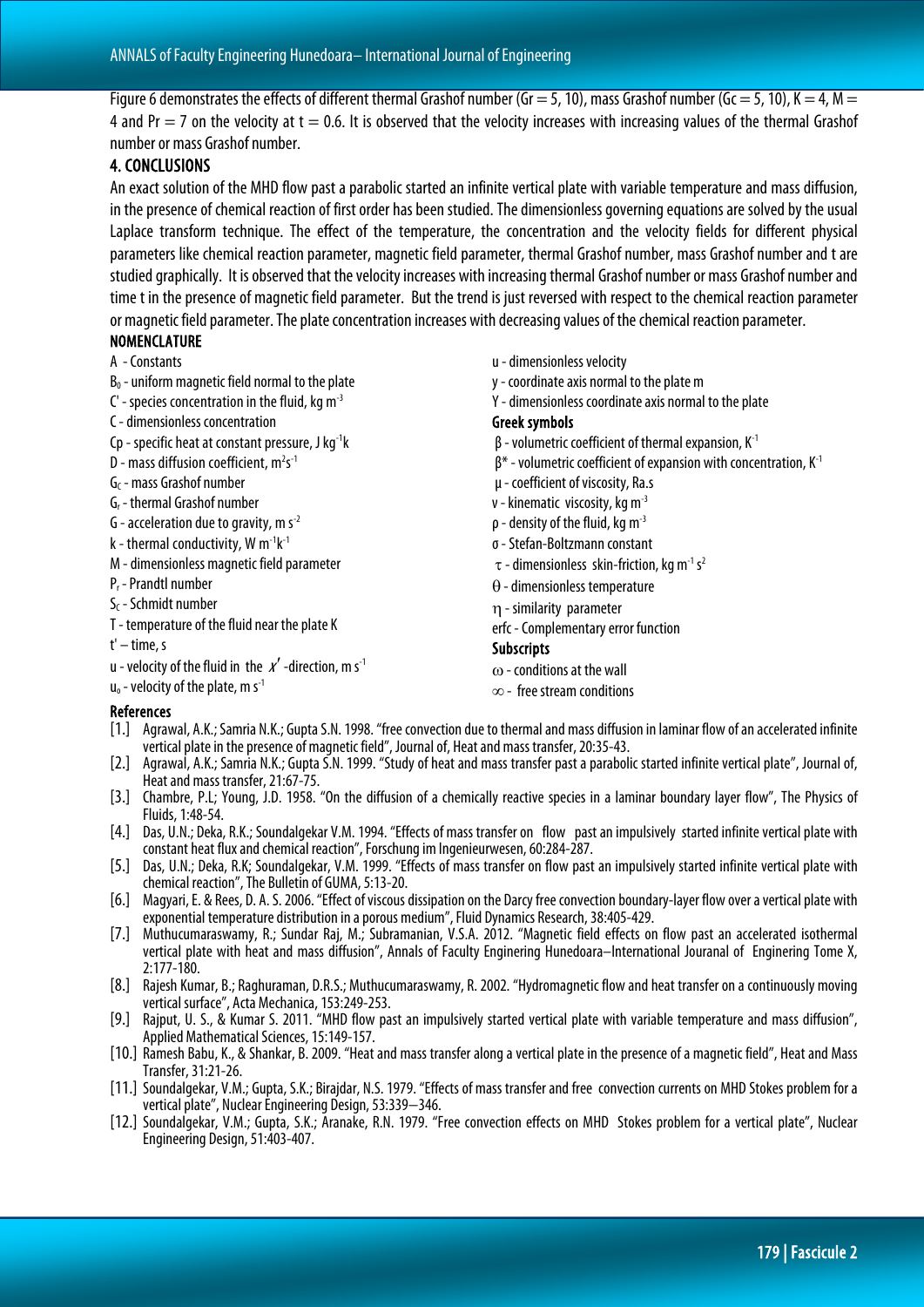Figure 6 demonstrates the effects of different thermal Grashof number (Gr = 5, 10), mass Grashof number (Gc = 5, 10), K = 4, M = 4 and Pr = 7 on the velocity at t = 0.6. It is observed that the velocity increases with increasing values of the thermal Grashof number or mass Grashof number.

## 4. CONCLUSIONS

An exact solution of the MHD flow past a parabolic started an infinite vertical plate with variable temperature and mass diffusion, in the presence of chemical reaction of first order has been studied. The dimensionless governing equations are solved by the usual Laplace transform technique. The effect of the temperature, the concentration and the velocity fields for different physical parameters like chemical reaction parameter, magnetic field parameter, thermal Grashof number, mass Grashof number and t are studied graphically. It is observed that the velocity increases with increasing thermal Grashof number or mass Grashof number and time t in the presence of magnetic field parameter. But the trend is just reversed with respect to the chemical reaction parameter or magnetic field parameter. The plate concentration increases with decreasing values of the chemical reaction parameter.

## NOMENCLATURE

A - Constants
$B_0$ - uniform magnetic field normal to the plate
C' - species concentration in the fluid, kg $m^{-3}$
C - dimensionless concentration
Cp - specific heat at constant pressure, J $kg^{-1}k$
D - mass diffusion coefficient, $m^2s^{-1}$
$G_C$ - mass Grashof number
$G_r$ - thermal Grashof number
G - acceleration due to gravity, m $s^{-2}$
k - thermal conductivity, W $m^{-1}k^{-1}$
M - dimensionless magnetic field parameter
$P_r$ - Prandtl number
$S_C$ - Schmidt number
T - temperature of the fluid near the plate K
t' – time, s
u - velocity of the fluid in the $x'$-direction, m $s^{-1}$
$u_o$ - velocity of the plate, m $s^{-1}$
u - dimensionless velocity
y - coordinate axis normal to the plate m
Y - dimensionless coordinate axis normal to the plate

### Greek symbols

$\beta$ - volumetric coefficient of thermal expansion, $K^{-1}$
$\beta^*$ - volumetric coefficient of expansion with concentration, $K^{-1}$
$\mu$ - coefficient of viscosity, Ra.s
$\nu$ - kinematic viscosity, kg $m^{-3}$
$\rho$ - density of the fluid, kg $m^{-3}$
$\sigma$ - Stefan-Boltzmann constant
$\tau$ - dimensionless skin-friction, kg $m^{-1}$ $s^2$
$\theta$ - dimensionless temperature
$\eta$ - similarity parameter
erfc - Complementary error function

### Subscripts

$\omega$ - conditions at the wall
$\infty$ - free stream conditions

## References

[1.] Agrawal, A.K.; Samria N.K.; Gupta S.N. 1998. "free convection due to thermal and mass diffusion in laminar flow of an accelerated infinite vertical plate in the presence of magnetic field", Journal of, Heat and mass transfer, 20:35-43.

[2.] Agrawal, A.K.; Samria N.K.; Gupta S.N. 1999. "Study of heat and mass transfer past a parabolic started infinite vertical plate", Journal of, Heat and mass transfer, 21:67-75.

[3.] Chambre, P.L; Young, J.D. 1958. "On the diffusion of a chemically reactive species in a laminar boundary layer flow", The Physics of Fluids, 1:48-54.

[4.] Das, U.N.; Deka, R.K.; Soundalgekar V.M. 1994. "Effects of mass transfer on flow past an impulsively started infinite vertical plate with constant heat flux and chemical reaction", Forschung im Ingenieurwesen, 60:284-287.

[5.] Das, U.N.; Deka, R.K; Soundalgekar, V.M. 1999. "Effects of mass transfer on flow past an impulsively started infinite vertical plate with chemical reaction", The Bulletin of GUMA, 5:13-20.

[6.] Magyari, E. & Rees, D. A. S. 2006. "Effect of viscous dissipation on the Darcy free convection boundary-layer flow over a vertical plate with exponential temperature distribution in a porous medium", Fluid Dynamics Research, 38:405-429.

[7.] Muthucumaraswamy, R.; Sundar Raj, M.; Subramanian, V.S.A. 2012. "Magnetic field effects on flow past an accelerated isothermal vertical plate with heat and mass diffusion", Annals of Faculty Enginering Hunedoara–International Jouranal of Enginering Tome X, 2:177-180.

[8.] Rajesh Kumar, B.; Raghuraman, D.R.S.; Muthucumaraswamy, R. 2002. "Hydromagnetic flow and heat transfer on a continuously moving vertical surface", Acta Mechanica, 153:249-253.

[9.] Rajput, U. S., & Kumar S. 2011. "MHD flow past an impulsively started vertical plate with variable temperature and mass diffusion", Applied Mathematical Sciences, 15:149-157.

[10.] Ramesh Babu, K., & Shankar, B. 2009. "Heat and mass transfer along a vertical plate in the presence of a magnetic field", Heat and Mass Transfer, 31:21-26.

[11.] Soundalgekar, V.M.; Gupta, S.K.; Birajdar, N.S. 1979. "Effects of mass transfer and free convection currents on MHD Stokes problem for a vertical plate", Nuclear Engineering Design, 53:339–346.

[12.] Soundalgekar, V.M.; Gupta, S.K.; Aranake, R.N. 1979. "Free convection effects on MHD Stokes problem for a vertical plate", Nuclear Engineering Design, 51:403-407.